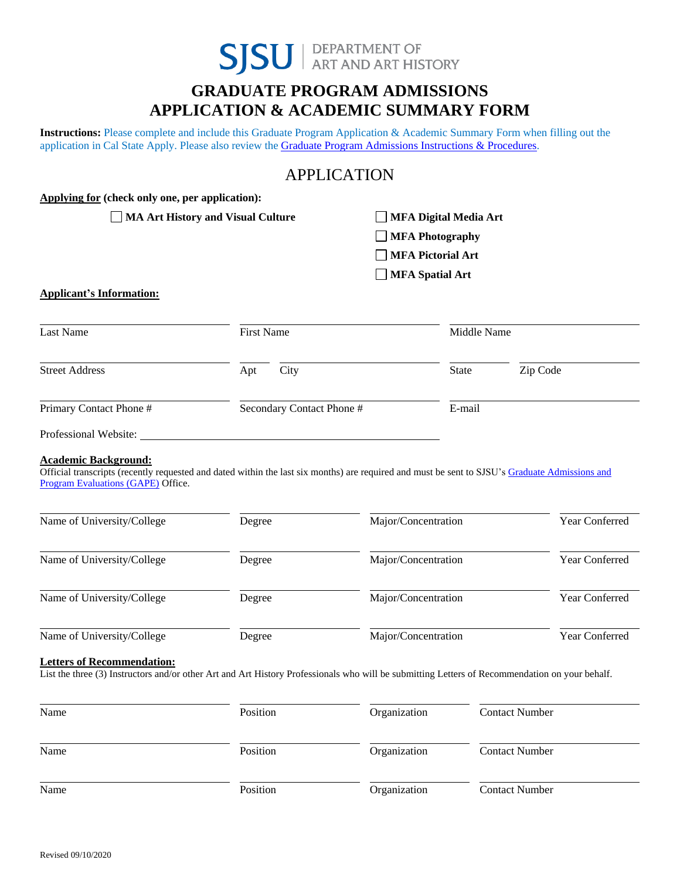SJSU | DEPARTMENT OF ART AND ART HISTORY

# GRADUATE PROGRAM ADMISSIONS APPLICATION & ACADEMIC SUMMARY FORM

**Instructions:** Please complete and include this Graduate Program Application & Academic Summary Form when filling out the application in Cal State Apply. Please also review the Graduate Program Admissions Instructions & Procedures.

## APPLICATION

**Applying for (check only one, per application):**

- ☐ **MA Art History and Visual Culture**
- ☐ **MFA Digital Media Art**
- ☐ **MFA Photography**
- ☐ **MFA Pictorial Art**
- ☐ **MFA Spatial Art**

**Applicant's Information:**

| Last Name | First Name | Middle Name |
|---|---|---|
| | | |

| Street Address | Apt | City | State | Zip Code |
|---|---|---|---|---|
| | | | | |

| Primary Contact Phone # | Secondary Contact Phone # | E-mail |
|---|---|---|
| | | |

Professional Website: ______________________________

**Academic Background:**

Official transcripts (recently requested and dated within the last six months) are required and must be sent to SJSU's Graduate Admissions and Program Evaluations (GAPE) Office.

| Name of University/College | Degree | Major/Concentration | Year Conferred |
|---|---|---|---|
| | | | |
| | | | |
| | | | |
| | | | |

**Letters of Recommendation:**

List the three (3) Instructors and/or other Art and Art History Professionals who will be submitting Letters of Recommendation on your behalf.

| Name | Position | Organization | Contact Number |
|---|---|---|---|
| | | | |
| | | | |
| | | | |

Revised 09/10/2020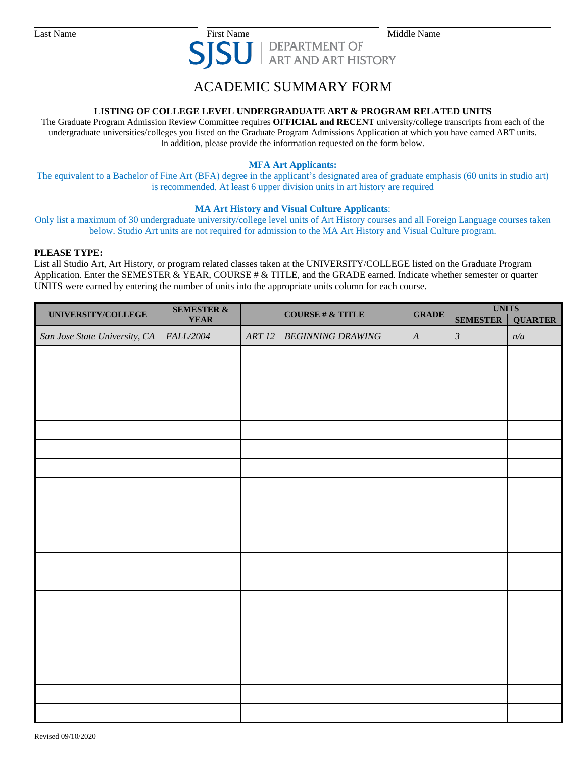Last Name First Name Middle Name

SJSU | DEPARTMENT OF ART AND ART HISTORY

# ACADEMIC SUMMARY FORM

**LISTING OF COLLEGE LEVEL UNDERGRADUATE ART & PROGRAM RELATED UNITS**

The Graduate Program Admission Review Committee requires **OFFICIAL and RECENT** university/college transcripts from each of the undergraduate universities/colleges you listed on the Graduate Program Admissions Application at which you have earned ART units. In addition, please provide the information requested on the form below.

**MFA Art Applicants:**

The equivalent to a Bachelor of Fine Art (BFA) degree in the applicant's designated area of graduate emphasis (60 units in studio art) is recommended. At least 6 upper division units in art history are required

**MA Art History and Visual Culture Applicants**:

Only list a maximum of 30 undergraduate university/college level units of Art History courses and all Foreign Language courses taken below. Studio Art units are not required for admission to the MA Art History and Visual Culture program.

**PLEASE TYPE:**

List all Studio Art, Art History, or program related classes taken at the UNIVERSITY/COLLEGE listed on the Graduate Program Application. Enter the SEMESTER & YEAR, COURSE # & TITLE, and the GRADE earned. Indicate whether semester or quarter UNITS were earned by entering the number of units into the appropriate units column for each course.

| UNIVERSITY/COLLEGE | SEMESTER & YEAR | COURSE # & TITLE | GRADE | UNITS | |
|---|---|---|---|---|---|
| | | | | SEMESTER | QUARTER |
| *San Jose State University, CA* | *FALL/2004* | *ART 12 – BEGINNING DRAWING* | *A* | *3* | *n/a* |
| | | | | | |
| | | | | | |
| | | | | | |
| | | | | | |
| | | | | | |
| | | | | | |
| | | | | | |
| | | | | | |
| | | | | | |
| | | | | | |
| | | | | | |
| | | | | | |
| | | | | | |
| | | | | | |
| | | | | | |
| | | | | | |
| | | | | | |
| | | | | | |
| | | | | | |
| | | | | | |

Revised 09/10/2020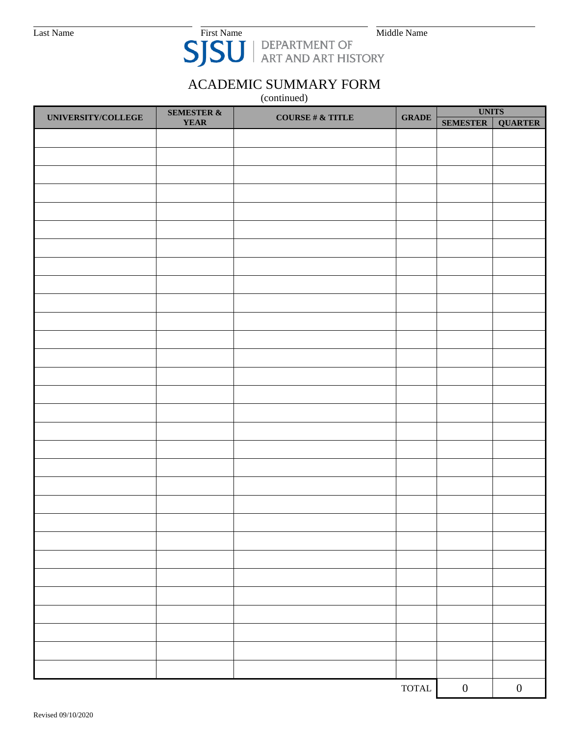Last Name First Name Middle Name

SJSU | DEPARTMENT OF ART AND ART HISTORY

# ACADEMIC SUMMARY FORM

(continued)

| UNIVERSITY/COLLEGE | SEMESTER & YEAR | COURSE # & TITLE | GRADE | UNITS | |
|---|---|---|---|---|---|
| | | | | SEMESTER | QUARTER |
| | | | | | |
| | | | | | |
| | | | | | |
| | | | | | |
| | | | | | |
| | | | | | |
| | | | | | |
| | | | | | |
| | | | | | |
| | | | | | |
| | | | | | |
| | | | | | |
| | | | | | |
| | | | | | |
| | | | | | |
| | | | | | |
| | | | | | |
| | | | | | |
| | | | | | |
| | | | | | |
| | | | | | |
| | | | | | |
| | | | | | |
| | | | | | |
| | | | | | |
| | | | | | |
| | | | | | |
| | | | | | |
| | | | | | |
| | | | | | |
| | | | | | |
| | | | TOTAL | 0 | 0 |

Revised 09/10/2020